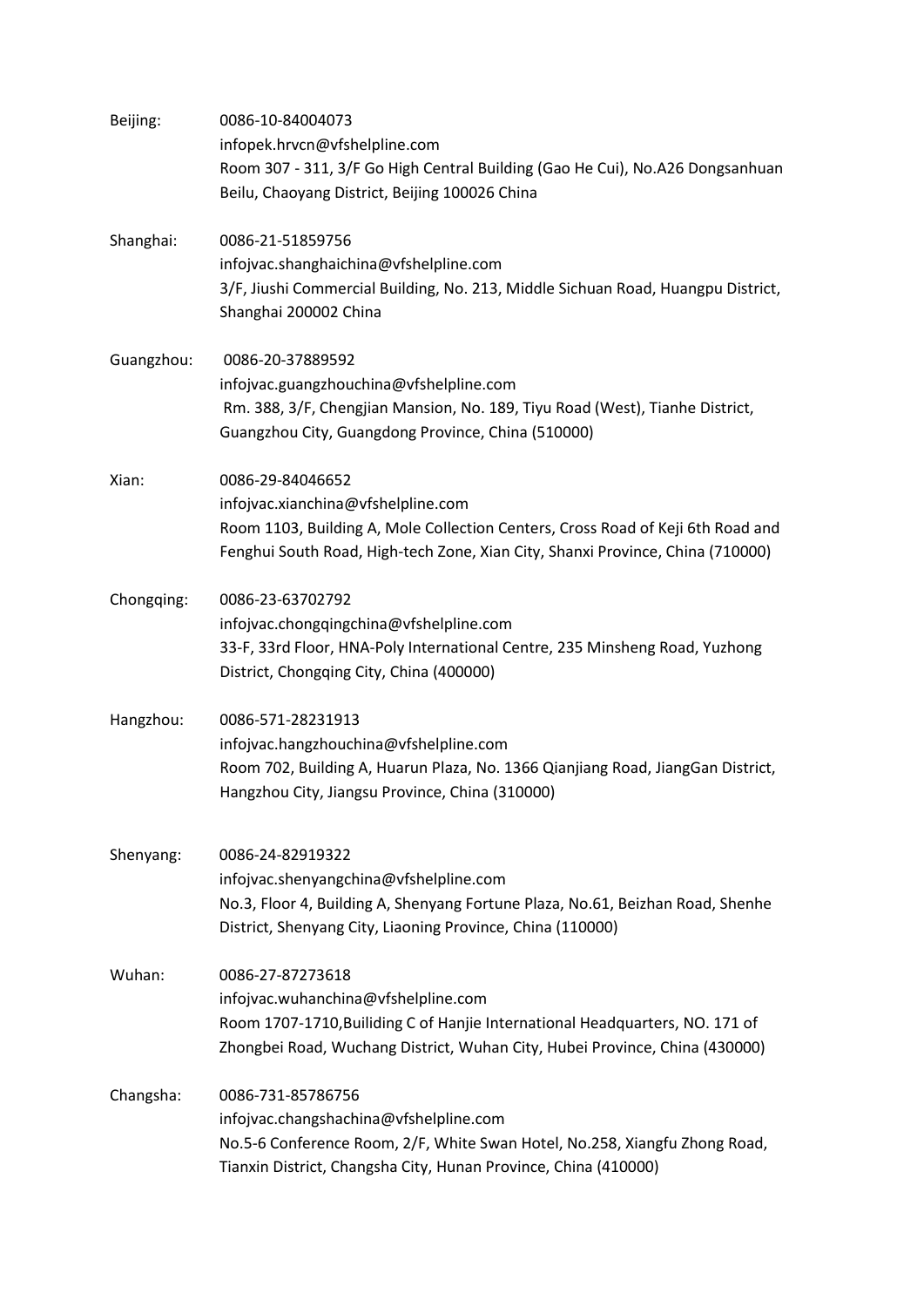Beijing: 0086-10-84004073
infopek.hrvcn@vfshelpline.com
Room 307 - 311, 3/F Go High Central Building (Gao He Cui), No.A26 Dongsanhuan Beilu, Chaoyang District, Beijing 100026 China

Shanghai: 0086-21-51859756
infojvac.shanghaichina@vfshelpline.com
3/F, Jiushi Commercial Building, No. 213, Middle Sichuan Road, Huangpu District, Shanghai 200002 China

Guangzhou: 0086-20-37889592
infojvac.guangzhouchina@vfshelpline.com
Rm. 388, 3/F, Chengjian Mansion, No. 189, Tiyu Road (West), Tianhe District, Guangzhou City, Guangdong Province, China (510000)

Xian: 0086-29-84046652
infojvac.xianchina@vfshelpline.com
Room 1103, Building A, Mole Collection Centers, Cross Road of Keji 6th Road and Fenghui South Road, High-tech Zone, Xian City, Shanxi Province, China (710000)

Chongqing: 0086-23-63702792
infojvac.chongqingchina@vfshelpline.com
33-F, 33rd Floor, HNA-Poly International Centre, 235 Minsheng Road, Yuzhong District, Chongqing City, China (400000)

Hangzhou: 0086-571-28231913
infojvac.hangzhouchina@vfshelpline.com
Room 702, Building A, Huarun Plaza, No. 1366 Qianjiang Road, JiangGan District, Hangzhou City, Jiangsu Province, China (310000)

Shenyang: 0086-24-82919322
infojvac.shenyangchina@vfshelpline.com
No.3, Floor 4, Building A, Shenyang Fortune Plaza, No.61, Beizhan Road, Shenhe District, Shenyang City, Liaoning Province, China (110000)

Wuhan: 0086-27-87273618
infojvac.wuhanchina@vfshelpline.com
Room 1707-1710,Builiding C of Hanjie International Headquarters, NO. 171 of Zhongbei Road, Wuchang District, Wuhan City, Hubei Province, China (430000)

Changsha: 0086-731-85786756
infojvac.changshachina@vfshelpline.com
No.5-6 Conference Room, 2/F, White Swan Hotel, No.258, Xiangfu Zhong Road, Tianxin District, Changsha City, Hunan Province, China (410000)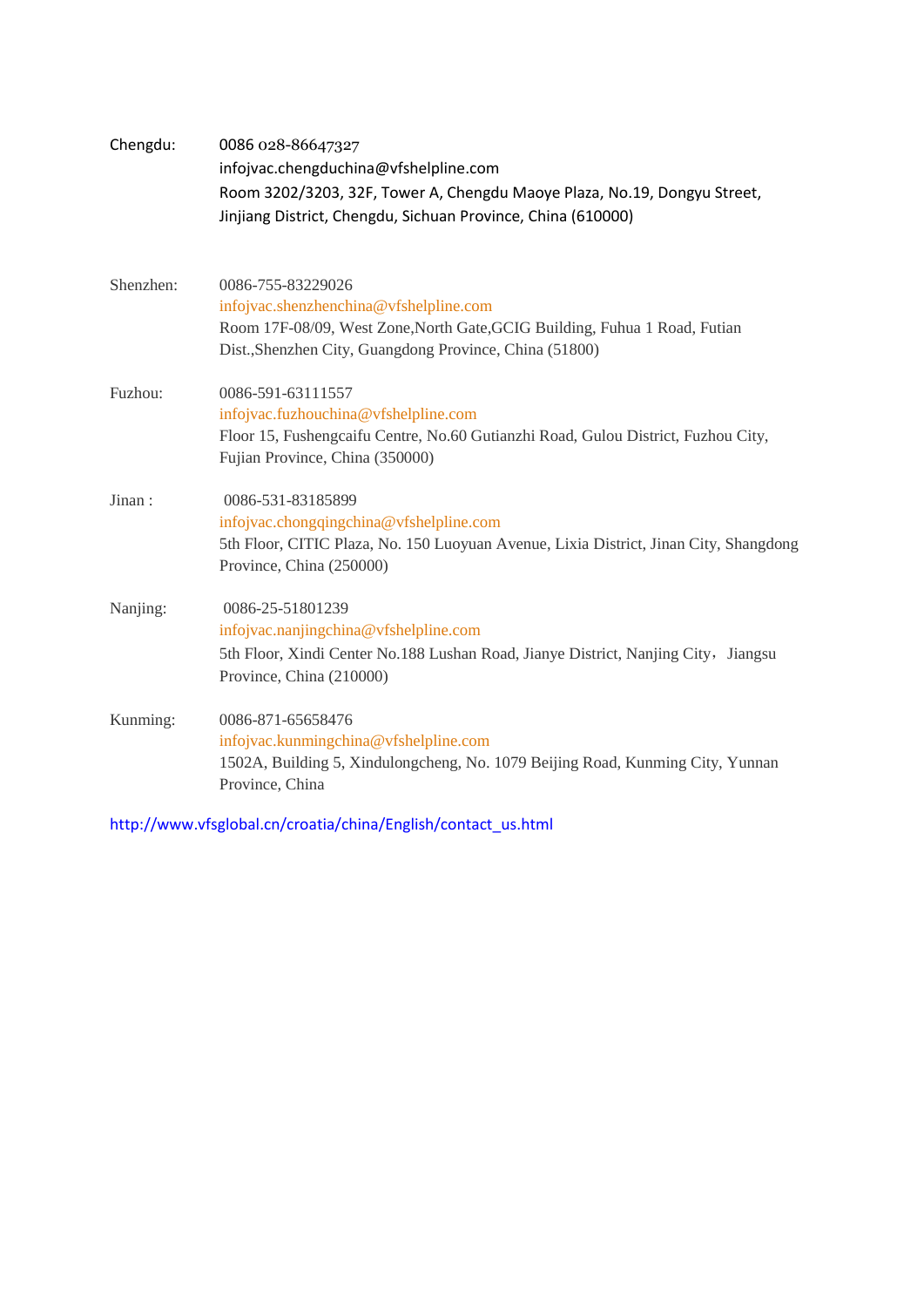Chengdu: 0086 028-86647327
infojvac.chengduchina@vfshelpline.com
Room 3202/3203, 32F, Tower A, Chengdu Maoye Plaza, No.19, Dongyu Street, Jinjiang District, Chengdu, Sichuan Province, China (610000)

Shenzhen: 0086-755-83229026
infojvac.shenzhenchina@vfshelpline.com
Room 17F-08/09, West Zone,North Gate,GCIG Building, Fuhua 1 Road, Futian Dist.,Shenzhen City, Guangdong Province, China (51800)

Fuzhou: 0086-591-63111557
infojvac.fuzhouchina@vfshelpline.com
Floor 15, Fushengcaifu Centre, No.60 Gutianzhi Road, Gulou District, Fuzhou City, Fujian Province, China (350000)

Jinan : 0086-531-83185899
infojvac.chongqingchina@vfshelpline.com
5th Floor, CITIC Plaza, No. 150 Luoyuan Avenue, Lixia District, Jinan City, Shangdong Province, China (250000)

Nanjing: 0086-25-51801239
infojvac.nanjingchina@vfshelpline.com
5th Floor, Xindi Center No.188 Lushan Road, Jianye District, Nanjing City，Jiangsu Province, China (210000)

Kunming: 0086-871-65658476
infojvac.kunmingchina@vfshelpline.com
1502A, Building 5, Xindulongcheng, No. 1079 Beijing Road, Kunming City, Yunnan Province, China

http://www.vfsglobal.cn/croatia/china/English/contact_us.html